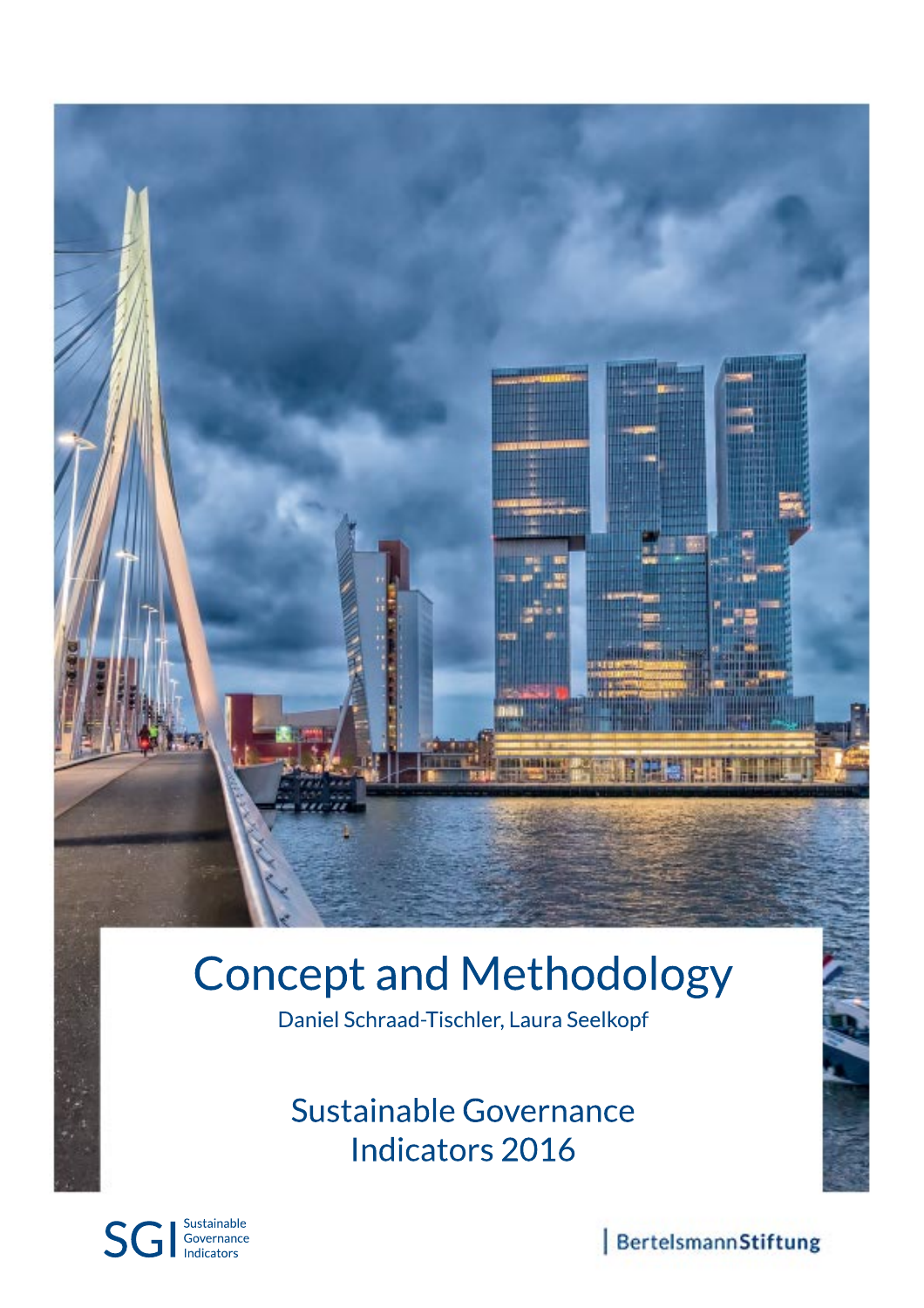# Concept and Methodology

Daniel Schraad-Tischler, Laura Seelkopf

## Sustainable Governance Indicators 2016

SGI Sustainable Governance Indicators

BertelsmannStiftung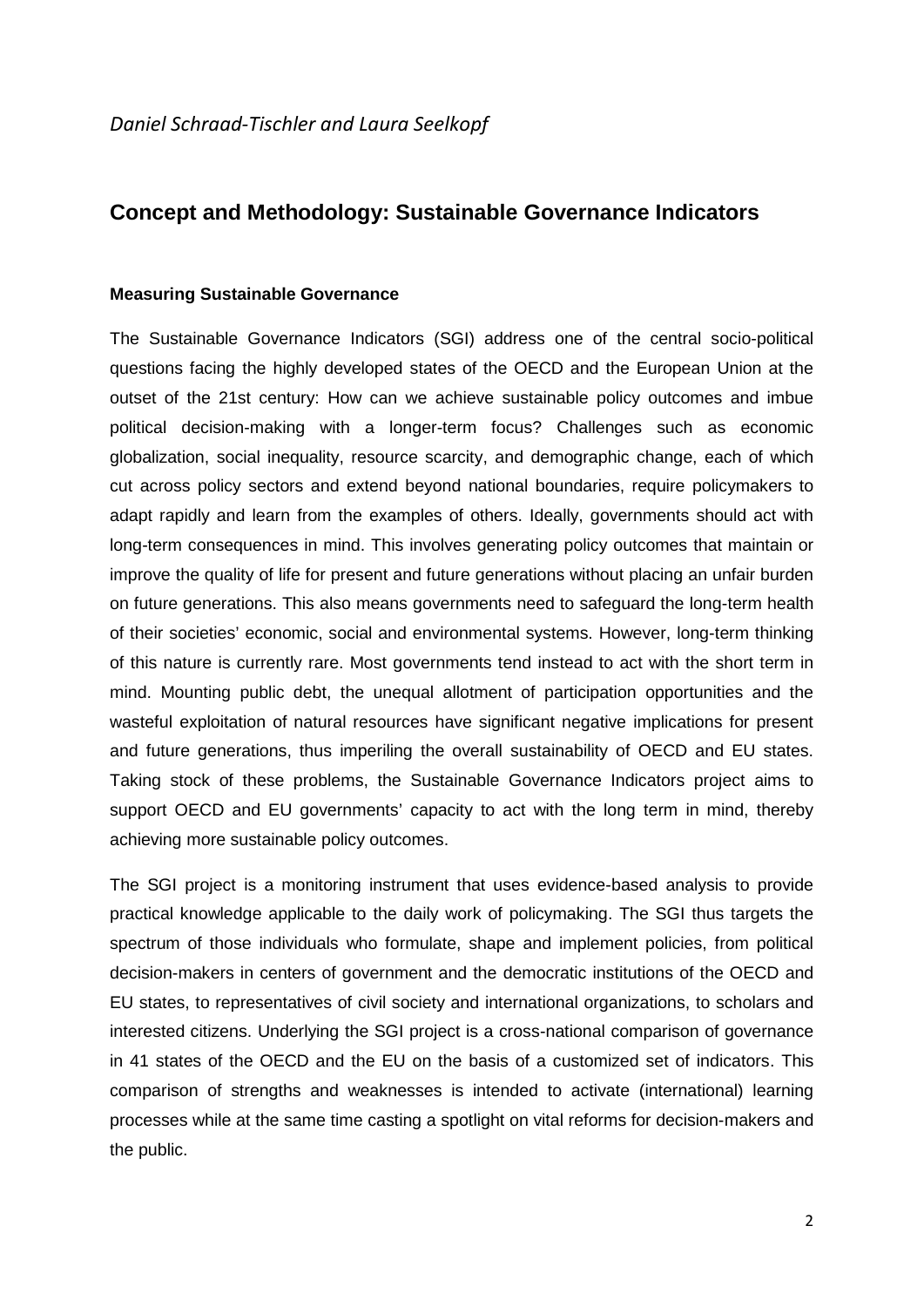*Daniel Schraad-Tischler and Laura Seelkopf*

## Concept and Methodology: Sustainable Governance Indicators

### Measuring Sustainable Governance

The Sustainable Governance Indicators (SGI) address one of the central socio-political questions facing the highly developed states of the OECD and the European Union at the outset of the 21st century: How can we achieve sustainable policy outcomes and imbue political decision-making with a longer-term focus? Challenges such as economic globalization, social inequality, resource scarcity, and demographic change, each of which cut across policy sectors and extend beyond national boundaries, require policymakers to adapt rapidly and learn from the examples of others. Ideally, governments should act with long-term consequences in mind. This involves generating policy outcomes that maintain or improve the quality of life for present and future generations without placing an unfair burden on future generations. This also means governments need to safeguard the long-term health of their societies' economic, social and environmental systems. However, long-term thinking of this nature is currently rare. Most governments tend instead to act with the short term in mind. Mounting public debt, the unequal allotment of participation opportunities and the wasteful exploitation of natural resources have significant negative implications for present and future generations, thus imperiling the overall sustainability of OECD and EU states. Taking stock of these problems, the Sustainable Governance Indicators project aims to support OECD and EU governments' capacity to act with the long term in mind, thereby achieving more sustainable policy outcomes.

The SGI project is a monitoring instrument that uses evidence-based analysis to provide practical knowledge applicable to the daily work of policymaking. The SGI thus targets the spectrum of those individuals who formulate, shape and implement policies, from political decision-makers in centers of government and the democratic institutions of the OECD and EU states, to representatives of civil society and international organizations, to scholars and interested citizens. Underlying the SGI project is a cross-national comparison of governance in 41 states of the OECD and the EU on the basis of a customized set of indicators. This comparison of strengths and weaknesses is intended to activate (international) learning processes while at the same time casting a spotlight on vital reforms for decision-makers and the public.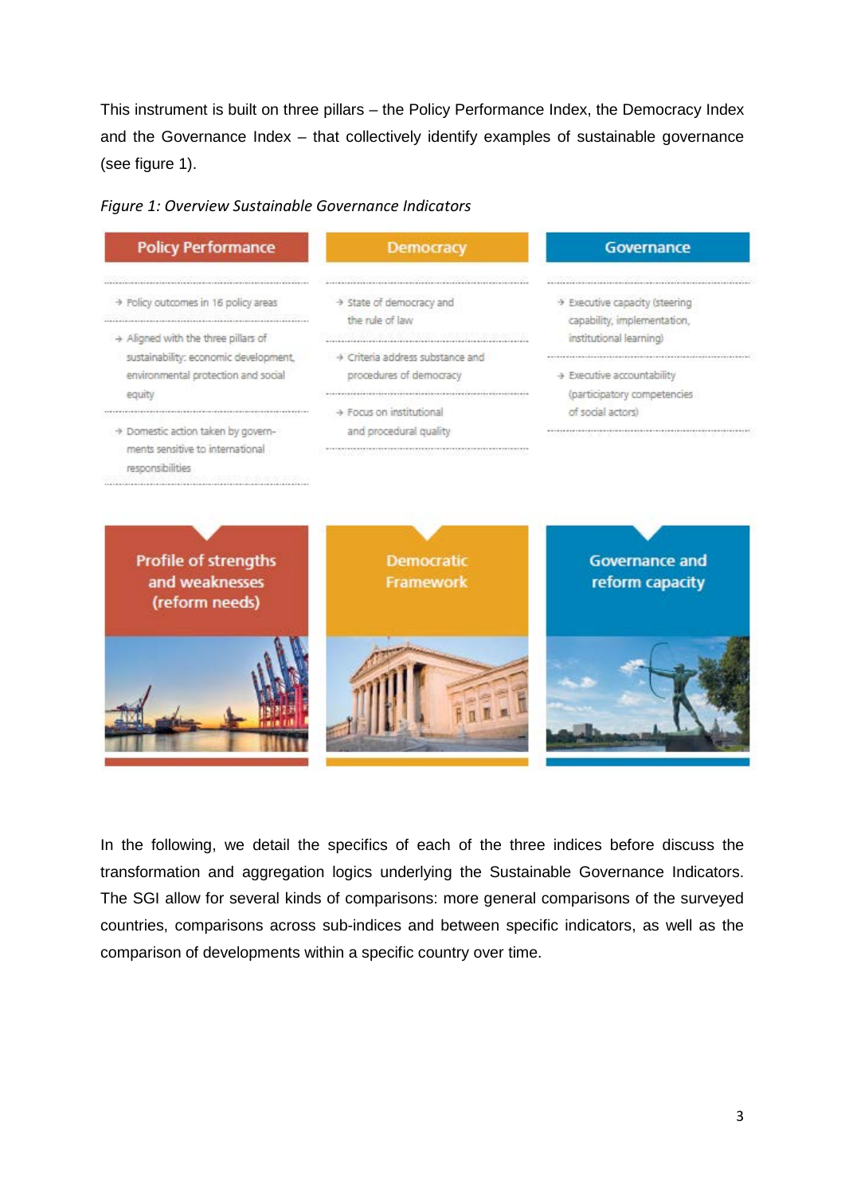This instrument is built on three pillars – the Policy Performance Index, the Democracy Index and the Governance Index – that collectively identify examples of sustainable governance (see figure 1).

*Figure 1: Overview Sustainable Governance Indicators*

| Policy Performance | Democracy | Governance |
|---|---|---|
| → Policy outcomes in 16 policy areas | → State of democracy and the rule of law | → Executive capacity (steering capability, implementation, institutional learning) |
| → Aligned with the three pillars of sustainability: economic development, environmental protection and social equity | → Criteria address substance and procedures of democracy | → Executive accountability (participatory competencies of social actors) |
| → Domestic action taken by governments sensitive to international responsibilities | → Focus on institutional and procedural quality | |
| Profile of strengths and weaknesses (reform needs) | Democratic Framework | Governance and reform capacity |

In the following, we detail the specifics of each of the three indices before discuss the transformation and aggregation logics underlying the Sustainable Governance Indicators. The SGI allow for several kinds of comparisons: more general comparisons of the surveyed countries, comparisons across sub-indices and between specific indicators, as well as the comparison of developments within a specific country over time.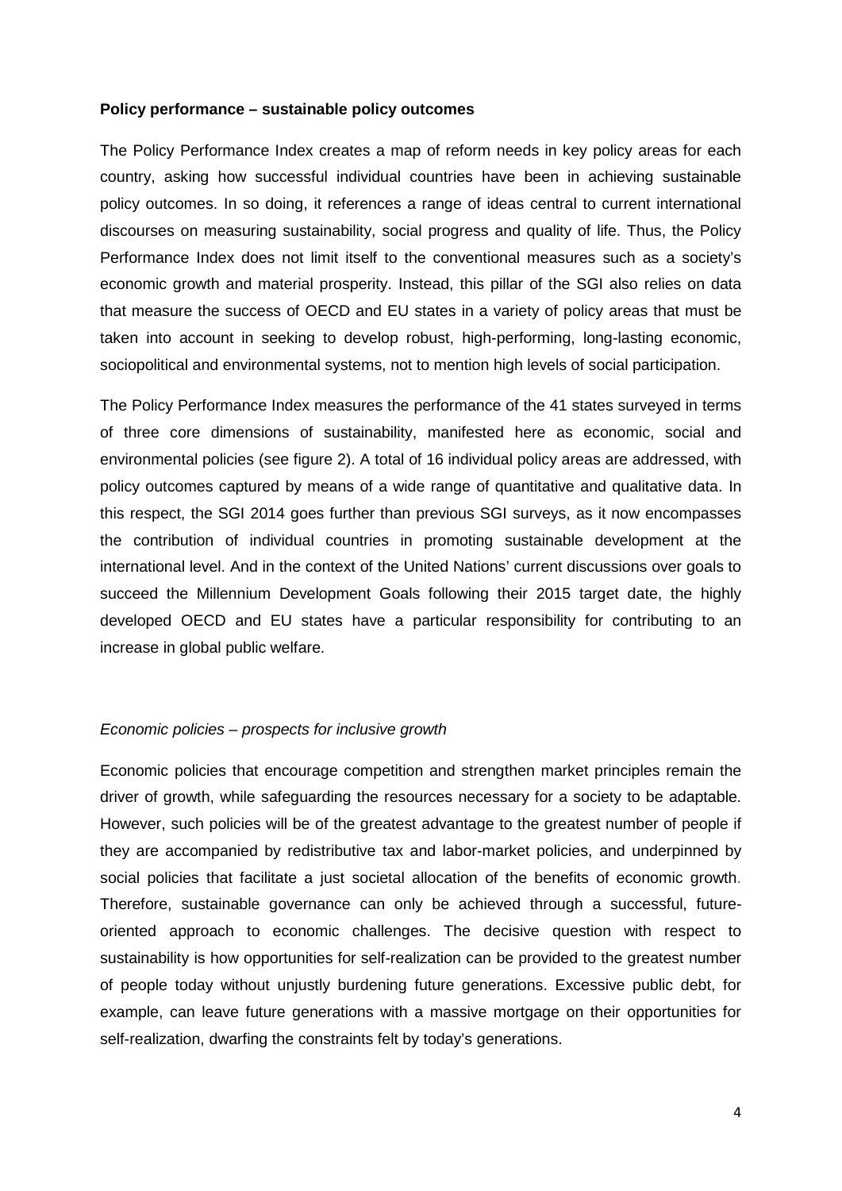**Policy performance – sustainable policy outcomes**

The Policy Performance Index creates a map of reform needs in key policy areas for each country, asking how successful individual countries have been in achieving sustainable policy outcomes. In so doing, it references a range of ideas central to current international discourses on measuring sustainability, social progress and quality of life. Thus, the Policy Performance Index does not limit itself to the conventional measures such as a society's economic growth and material prosperity. Instead, this pillar of the SGI also relies on data that measure the success of OECD and EU states in a variety of policy areas that must be taken into account in seeking to develop robust, high-performing, long-lasting economic, sociopolitical and environmental systems, not to mention high levels of social participation.

The Policy Performance Index measures the performance of the 41 states surveyed in terms of three core dimensions of sustainability, manifested here as economic, social and environmental policies (see figure 2). A total of 16 individual policy areas are addressed, with policy outcomes captured by means of a wide range of quantitative and qualitative data. In this respect, the SGI 2014 goes further than previous SGI surveys, as it now encompasses the contribution of individual countries in promoting sustainable development at the international level. And in the context of the United Nations' current discussions over goals to succeed the Millennium Development Goals following their 2015 target date, the highly developed OECD and EU states have a particular responsibility for contributing to an increase in global public welfare.

*Economic policies – prospects for inclusive growth*

Economic policies that encourage competition and strengthen market principles remain the driver of growth, while safeguarding the resources necessary for a society to be adaptable. However, such policies will be of the greatest advantage to the greatest number of people if they are accompanied by redistributive tax and labor-market policies, and underpinned by social policies that facilitate a just societal allocation of the benefits of economic growth. Therefore, sustainable governance can only be achieved through a successful, future-oriented approach to economic challenges. The decisive question with respect to sustainability is how opportunities for self-realization can be provided to the greatest number of people today without unjustly burdening future generations. Excessive public debt, for example, can leave future generations with a massive mortgage on their opportunities for self-realization, dwarfing the constraints felt by today's generations.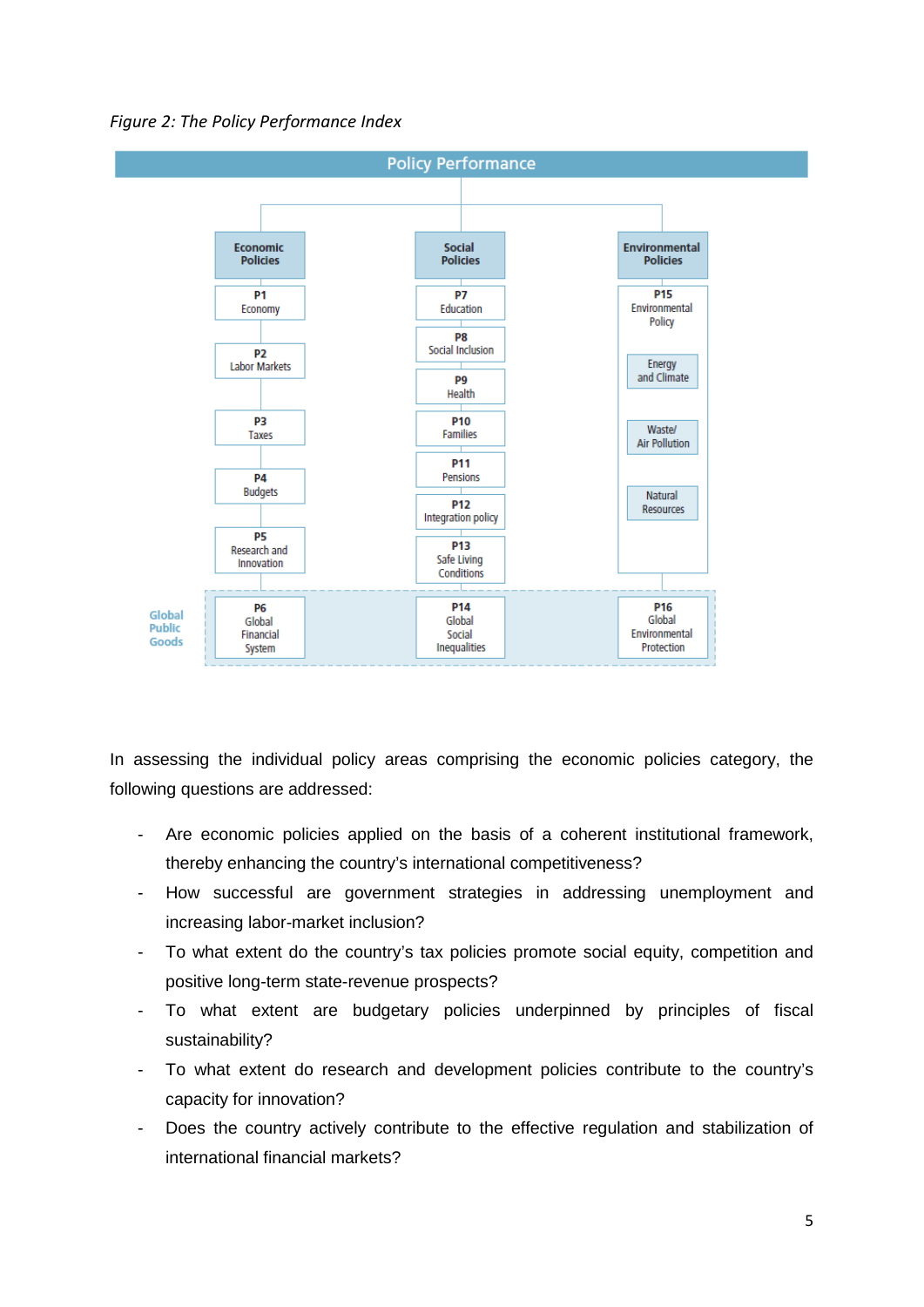*Figure 2: The Policy Performance Index*

**Policy Performance**

| Economic Policies | Social Policies | Environmental Policies |
|---|---|---|
| P1 Economy | P7 Education | P15 Environmental Policy |
| P2 Labor Markets | P8 Social Inclusion | Energy and Climate |
| P3 Taxes | P9 Health | Waste/ Air Pollution |
| P4 Budgets | P10 Families | Natural Resources |
| P5 Research and Innovation | P11 Pensions | |
| | P12 Integration policy | |
| | P13 Safe Living Conditions | |
| **Global Public Goods** | | |
| P6 Global Financial System | P14 Global Social Inequalities | P16 Global Environmental Protection |

In assessing the individual policy areas comprising the economic policies category, the following questions are addressed:

- Are economic policies applied on the basis of a coherent institutional framework, thereby enhancing the country's international competitiveness?
- How successful are government strategies in addressing unemployment and increasing labor-market inclusion?
- To what extent do the country's tax policies promote social equity, competition and positive long-term state-revenue prospects?
- To what extent are budgetary policies underpinned by principles of fiscal sustainability?
- To what extent do research and development policies contribute to the country's capacity for innovation?
- Does the country actively contribute to the effective regulation and stabilization of international financial markets?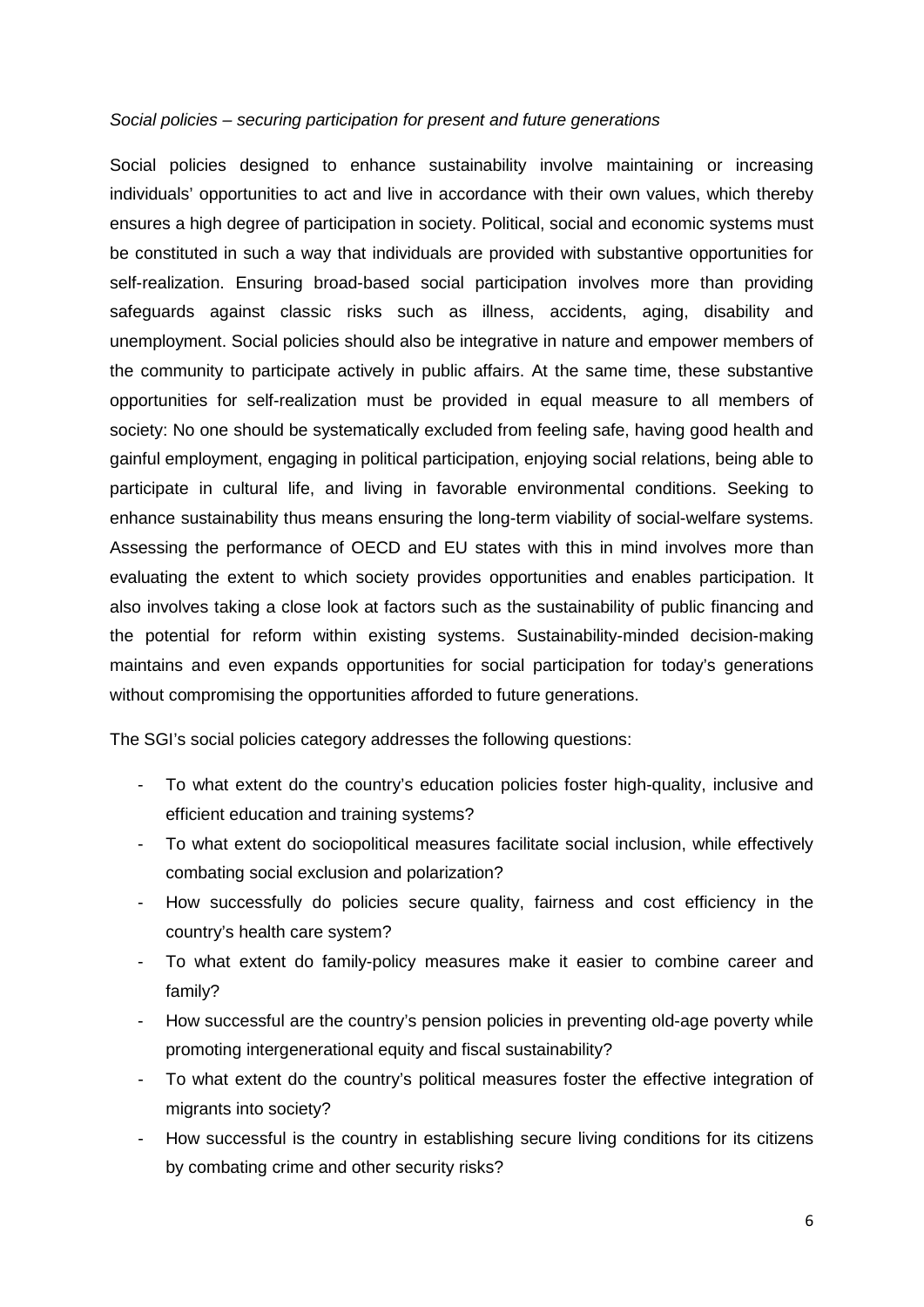*Social policies – securing participation for present and future generations*

Social policies designed to enhance sustainability involve maintaining or increasing individuals' opportunities to act and live in accordance with their own values, which thereby ensures a high degree of participation in society. Political, social and economic systems must be constituted in such a way that individuals are provided with substantive opportunities for self-realization. Ensuring broad-based social participation involves more than providing safeguards against classic risks such as illness, accidents, aging, disability and unemployment. Social policies should also be integrative in nature and empower members of the community to participate actively in public affairs. At the same time, these substantive opportunities for self-realization must be provided in equal measure to all members of society: No one should be systematically excluded from feeling safe, having good health and gainful employment, engaging in political participation, enjoying social relations, being able to participate in cultural life, and living in favorable environmental conditions. Seeking to enhance sustainability thus means ensuring the long-term viability of social-welfare systems. Assessing the performance of OECD and EU states with this in mind involves more than evaluating the extent to which society provides opportunities and enables participation. It also involves taking a close look at factors such as the sustainability of public financing and the potential for reform within existing systems. Sustainability-minded decision-making maintains and even expands opportunities for social participation for today's generations without compromising the opportunities afforded to future generations.

The SGI's social policies category addresses the following questions:

- To what extent do the country's education policies foster high-quality, inclusive and efficient education and training systems?
- To what extent do sociopolitical measures facilitate social inclusion, while effectively combating social exclusion and polarization?
- How successfully do policies secure quality, fairness and cost efficiency in the country's health care system?
- To what extent do family-policy measures make it easier to combine career and family?
- How successful are the country's pension policies in preventing old-age poverty while promoting intergenerational equity and fiscal sustainability?
- To what extent do the country's political measures foster the effective integration of migrants into society?
- How successful is the country in establishing secure living conditions for its citizens by combating crime and other security risks?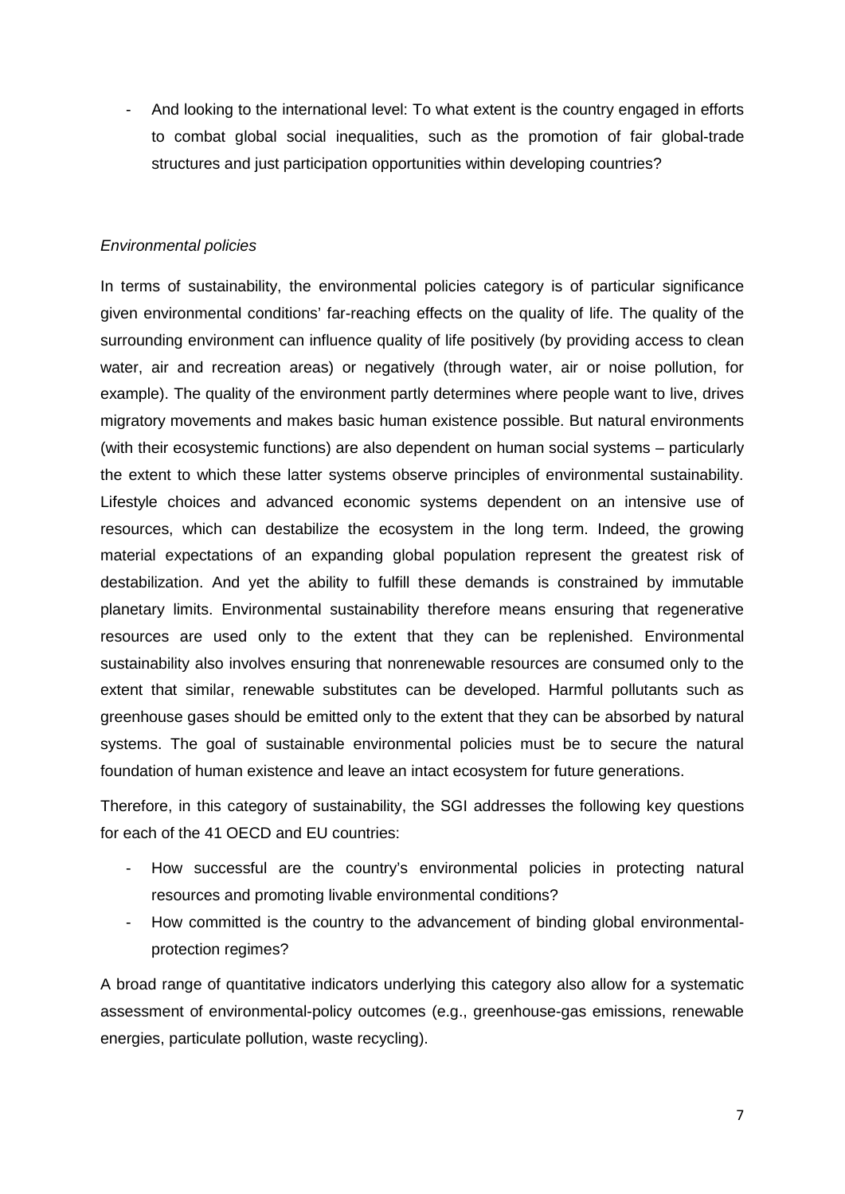- And looking to the international level: To what extent is the country engaged in efforts to combat global social inequalities, such as the promotion of fair global-trade structures and just participation opportunities within developing countries?

*Environmental policies*

In terms of sustainability, the environmental policies category is of particular significance given environmental conditions' far-reaching effects on the quality of life. The quality of the surrounding environment can influence quality of life positively (by providing access to clean water, air and recreation areas) or negatively (through water, air or noise pollution, for example). The quality of the environment partly determines where people want to live, drives migratory movements and makes basic human existence possible. But natural environments (with their ecosystemic functions) are also dependent on human social systems – particularly the extent to which these latter systems observe principles of environmental sustainability. Lifestyle choices and advanced economic systems dependent on an intensive use of resources, which can destabilize the ecosystem in the long term. Indeed, the growing material expectations of an expanding global population represent the greatest risk of destabilization. And yet the ability to fulfill these demands is constrained by immutable planetary limits. Environmental sustainability therefore means ensuring that regenerative resources are used only to the extent that they can be replenished. Environmental sustainability also involves ensuring that nonrenewable resources are consumed only to the extent that similar, renewable substitutes can be developed. Harmful pollutants such as greenhouse gases should be emitted only to the extent that they can be absorbed by natural systems. The goal of sustainable environmental policies must be to secure the natural foundation of human existence and leave an intact ecosystem for future generations.

Therefore, in this category of sustainability, the SGI addresses the following key questions for each of the 41 OECD and EU countries:

- How successful are the country's environmental policies in protecting natural resources and promoting livable environmental conditions?
- How committed is the country to the advancement of binding global environmental-protection regimes?

A broad range of quantitative indicators underlying this category also allow for a systematic assessment of environmental-policy outcomes (e.g., greenhouse-gas emissions, renewable energies, particulate pollution, waste recycling).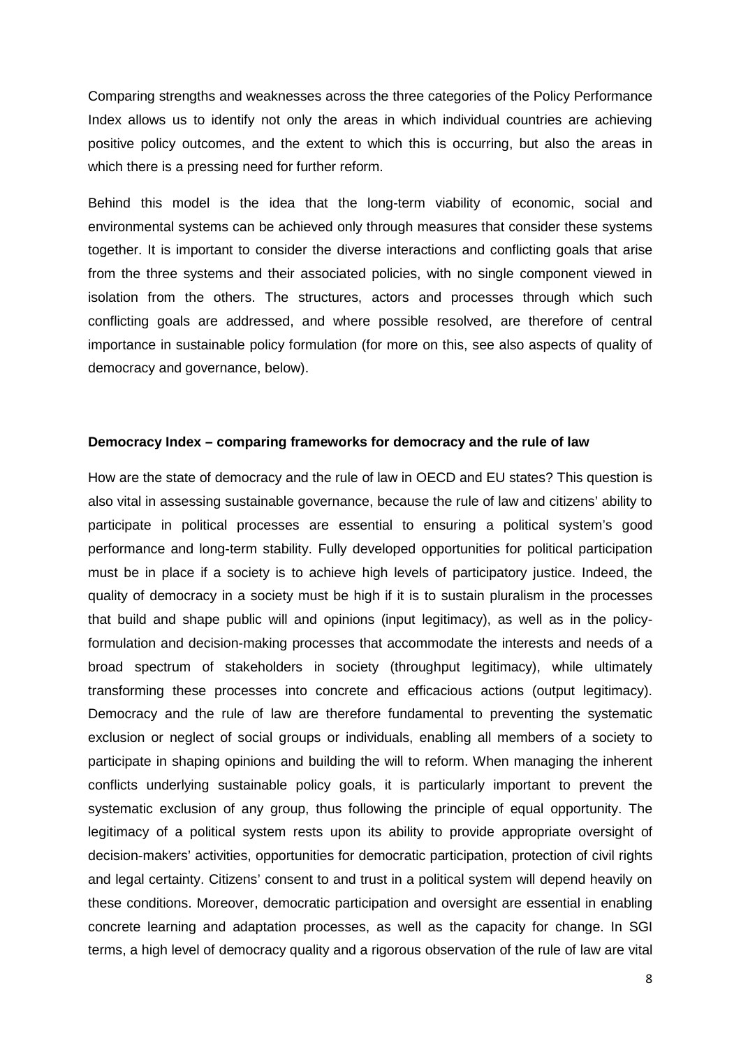Comparing strengths and weaknesses across the three categories of the Policy Performance Index allows us to identify not only the areas in which individual countries are achieving positive policy outcomes, and the extent to which this is occurring, but also the areas in which there is a pressing need for further reform.

Behind this model is the idea that the long-term viability of economic, social and environmental systems can be achieved only through measures that consider these systems together. It is important to consider the diverse interactions and conflicting goals that arise from the three systems and their associated policies, with no single component viewed in isolation from the others. The structures, actors and processes through which such conflicting goals are addressed, and where possible resolved, are therefore of central importance in sustainable policy formulation (for more on this, see also aspects of quality of democracy and governance, below).

**Democracy Index – comparing frameworks for democracy and the rule of law**

How are the state of democracy and the rule of law in OECD and EU states? This question is also vital in assessing sustainable governance, because the rule of law and citizens' ability to participate in political processes are essential to ensuring a political system's good performance and long-term stability. Fully developed opportunities for political participation must be in place if a society is to achieve high levels of participatory justice. Indeed, the quality of democracy in a society must be high if it is to sustain pluralism in the processes that build and shape public will and opinions (input legitimacy), as well as in the policy-formulation and decision-making processes that accommodate the interests and needs of a broad spectrum of stakeholders in society (throughput legitimacy), while ultimately transforming these processes into concrete and efficacious actions (output legitimacy). Democracy and the rule of law are therefore fundamental to preventing the systematic exclusion or neglect of social groups or individuals, enabling all members of a society to participate in shaping opinions and building the will to reform. When managing the inherent conflicts underlying sustainable policy goals, it is particularly important to prevent the systematic exclusion of any group, thus following the principle of equal opportunity. The legitimacy of a political system rests upon its ability to provide appropriate oversight of decision-makers' activities, opportunities for democratic participation, protection of civil rights and legal certainty. Citizens' consent to and trust in a political system will depend heavily on these conditions. Moreover, democratic participation and oversight are essential in enabling concrete learning and adaptation processes, as well as the capacity for change. In SGI terms, a high level of democracy quality and a rigorous observation of the rule of law are vital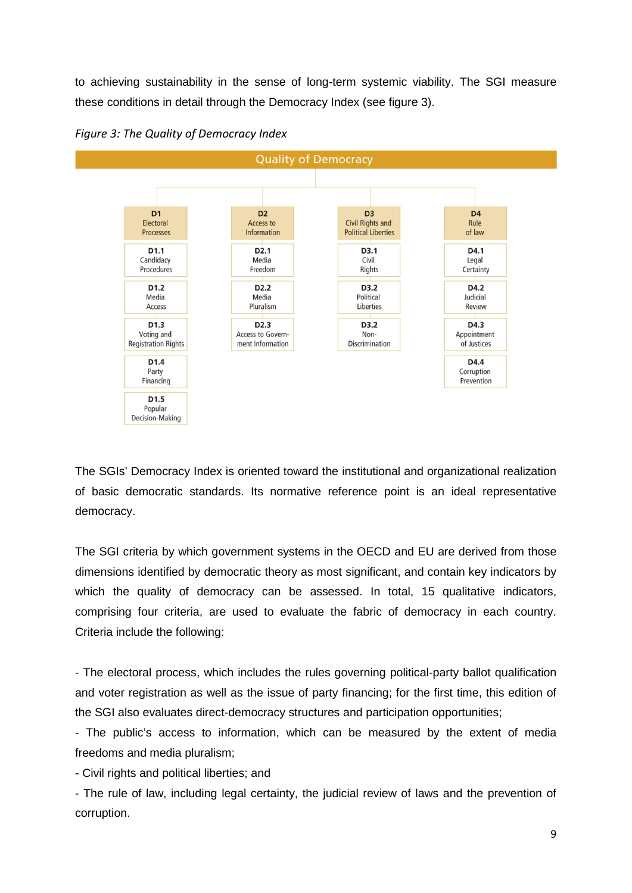to achieving sustainability in the sense of long-term systemic viability. The SGI measure these conditions in detail through the Democracy Index (see figure 3).

*Figure 3: The Quality of Democracy Index*

| Quality of Democracy | | | |
|---|---|---|---|
| **D1** Electoral Processes | **D2** Access to Information | **D3** Civil Rights and Political Liberties | **D4** Rule of law |
| **D1.1** Candidacy Procedures | **D2.1** Media Freedom | **D3.1** Civil Rights | **D4.1** Legal Certainty |
| **D1.2** Media Access | **D2.2** Media Pluralism | **D3.2** Political Liberties | **D4.2** Judicial Review |
| **D1.3** Voting and Registration Rights | **D2.3** Access to Government Information | **D3.2** Non-Discrimination | **D4.3** Appointment of Justices |
| **D1.4** Party Financing | | | **D4.4** Corruption Prevention |
| **D1.5** Popular Decision-Making | | | |

The SGIs' Democracy Index is oriented toward the institutional and organizational realization of basic democratic standards. Its normative reference point is an ideal representative democracy.

The SGI criteria by which government systems in the OECD and EU are derived from those dimensions identified by democratic theory as most significant, and contain key indicators by which the quality of democracy can be assessed. In total, 15 qualitative indicators, comprising four criteria, are used to evaluate the fabric of democracy in each country. Criteria include the following:

- The electoral process, which includes the rules governing political-party ballot qualification and voter registration as well as the issue of party financing; for the first time, this edition of the SGI also evaluates direct-democracy structures and participation opportunities;
- The public's access to information, which can be measured by the extent of media freedoms and media pluralism;
- Civil rights and political liberties; and
- The rule of law, including legal certainty, the judicial review of laws and the prevention of corruption.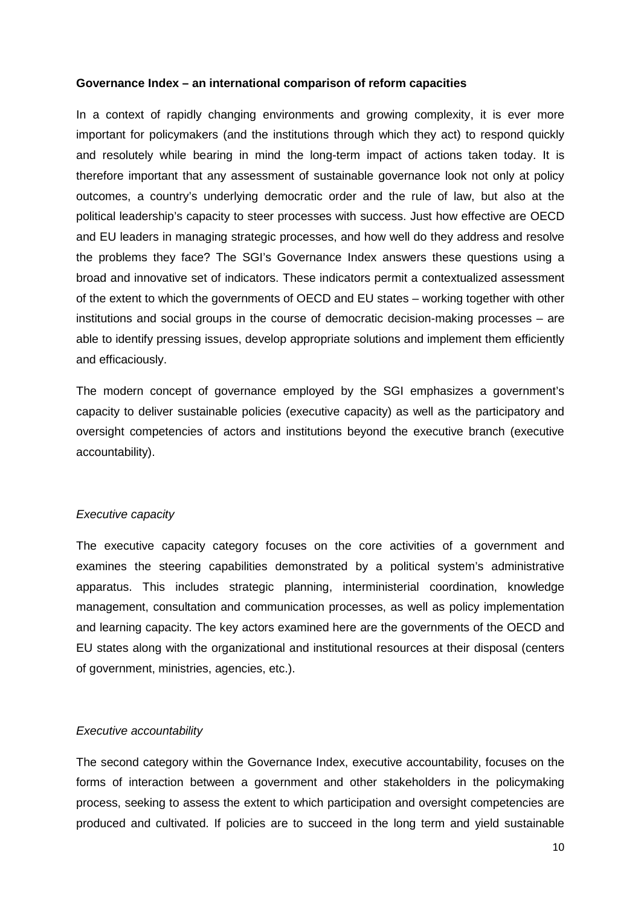**Governance Index – an international comparison of reform capacities**

In a context of rapidly changing environments and growing complexity, it is ever more important for policymakers (and the institutions through which they act) to respond quickly and resolutely while bearing in mind the long-term impact of actions taken today. It is therefore important that any assessment of sustainable governance look not only at policy outcomes, a country's underlying democratic order and the rule of law, but also at the political leadership's capacity to steer processes with success. Just how effective are OECD and EU leaders in managing strategic processes, and how well do they address and resolve the problems they face? The SGI's Governance Index answers these questions using a broad and innovative set of indicators. These indicators permit a contextualized assessment of the extent to which the governments of OECD and EU states – working together with other institutions and social groups in the course of democratic decision-making processes – are able to identify pressing issues, develop appropriate solutions and implement them efficiently and efficaciously.

The modern concept of governance employed by the SGI emphasizes a government's capacity to deliver sustainable policies (executive capacity) as well as the participatory and oversight competencies of actors and institutions beyond the executive branch (executive accountability).

*Executive capacity*

The executive capacity category focuses on the core activities of a government and examines the steering capabilities demonstrated by a political system's administrative apparatus. This includes strategic planning, interministerial coordination, knowledge management, consultation and communication processes, as well as policy implementation and learning capacity. The key actors examined here are the governments of the OECD and EU states along with the organizational and institutional resources at their disposal (centers of government, ministries, agencies, etc.).

*Executive accountability*

The second category within the Governance Index, executive accountability, focuses on the forms of interaction between a government and other stakeholders in the policymaking process, seeking to assess the extent to which participation and oversight competencies are produced and cultivated. If policies are to succeed in the long term and yield sustainable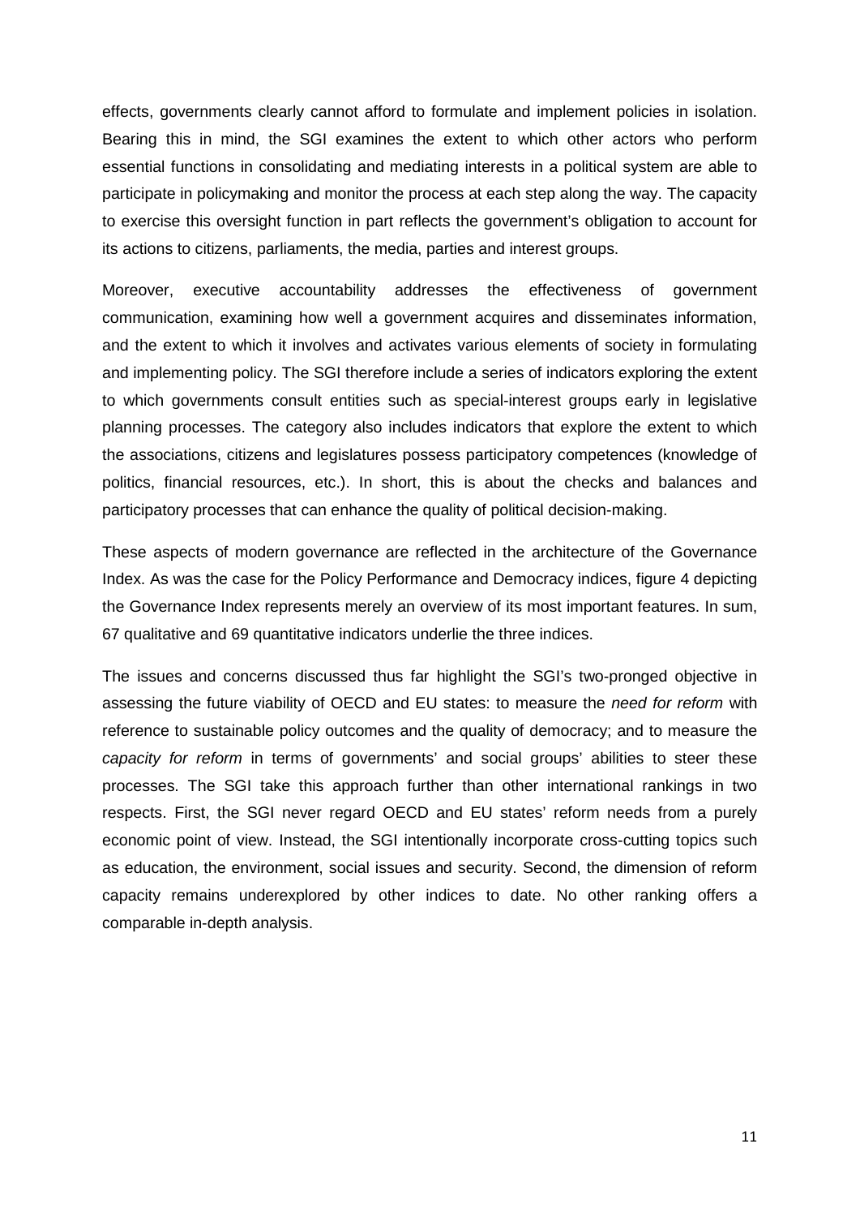effects, governments clearly cannot afford to formulate and implement policies in isolation. Bearing this in mind, the SGI examines the extent to which other actors who perform essential functions in consolidating and mediating interests in a political system are able to participate in policymaking and monitor the process at each step along the way. The capacity to exercise this oversight function in part reflects the government's obligation to account for its actions to citizens, parliaments, the media, parties and interest groups.

Moreover, executive accountability addresses the effectiveness of government communication, examining how well a government acquires and disseminates information, and the extent to which it involves and activates various elements of society in formulating and implementing policy. The SGI therefore include a series of indicators exploring the extent to which governments consult entities such as special-interest groups early in legislative planning processes. The category also includes indicators that explore the extent to which the associations, citizens and legislatures possess participatory competences (knowledge of politics, financial resources, etc.). In short, this is about the checks and balances and participatory processes that can enhance the quality of political decision-making.

These aspects of modern governance are reflected in the architecture of the Governance Index. As was the case for the Policy Performance and Democracy indices, figure 4 depicting the Governance Index represents merely an overview of its most important features. In sum, 67 qualitative and 69 quantitative indicators underlie the three indices.

The issues and concerns discussed thus far highlight the SGI's two-pronged objective in assessing the future viability of OECD and EU states: to measure the *need for reform* with reference to sustainable policy outcomes and the quality of democracy; and to measure the *capacity for reform* in terms of governments' and social groups' abilities to steer these processes. The SGI take this approach further than other international rankings in two respects. First, the SGI never regard OECD and EU states' reform needs from a purely economic point of view. Instead, the SGI intentionally incorporate cross-cutting topics such as education, the environment, social issues and security. Second, the dimension of reform capacity remains underexplored by other indices to date. No other ranking offers a comparable in-depth analysis.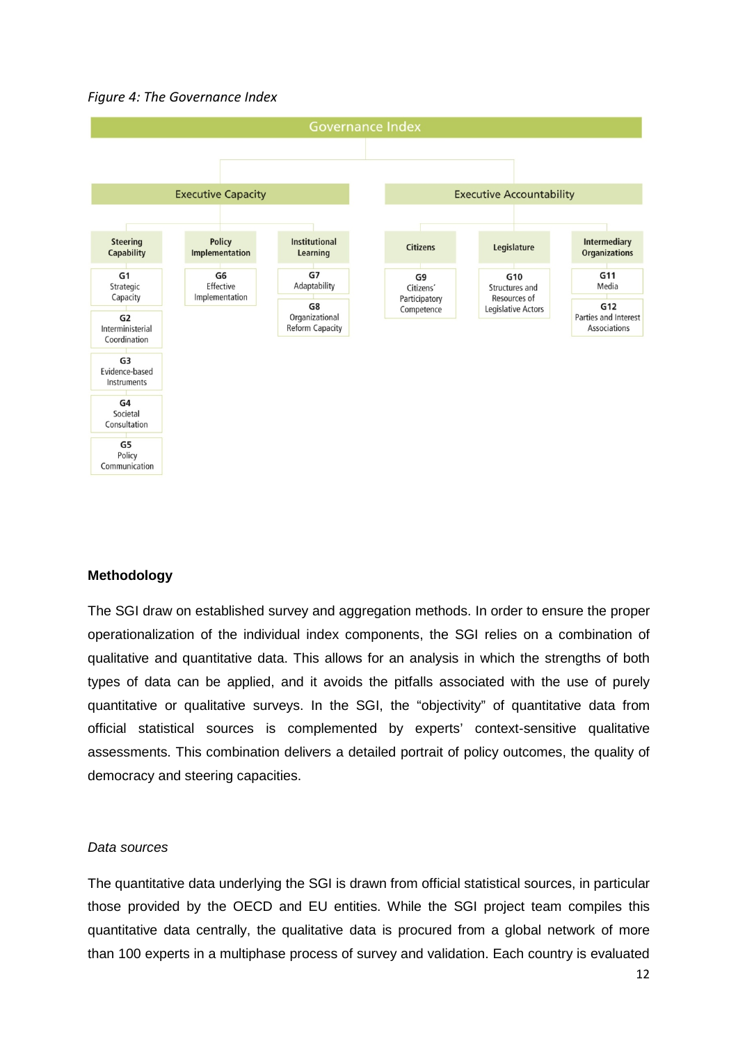*Figure 4: The Governance Index*

**Governance Index**

- **Executive Capacity**
  - **Steering Capability**
    - G1 Strategic Capacity
    - G2 Interministerial Coordination
    - G3 Evidence-based Instruments
    - G4 Societal Consultation
    - G5 Policy Communication
  - **Policy Implementation**
    - G6 Effective Implementation
  - **Institutional Learning**
    - G7 Adaptability
    - G8 Organizational Reform Capacity
- **Executive Accountability**
  - **Citizens**
    - G9 Citizens' Participatory Competence
  - **Legislature**
    - G10 Structures and Resources of Legislative Actors
  - **Intermediary Organizations**
    - G11 Media
    - G12 Parties and Interest Associations

**Methodology**

The SGI draw on established survey and aggregation methods. In order to ensure the proper operationalization of the individual index components, the SGI relies on a combination of qualitative and quantitative data. This allows for an analysis in which the strengths of both types of data can be applied, and it avoids the pitfalls associated with the use of purely quantitative or qualitative surveys. In the SGI, the "objectivity" of quantitative data from official statistical sources is complemented by experts' context-sensitive qualitative assessments. This combination delivers a detailed portrait of policy outcomes, the quality of democracy and steering capacities.

*Data sources*

The quantitative data underlying the SGI is drawn from official statistical sources, in particular those provided by the OECD and EU entities. While the SGI project team compiles this quantitative data centrally, the qualitative data is procured from a global network of more than 100 experts in a multiphase process of survey and validation. Each country is evaluated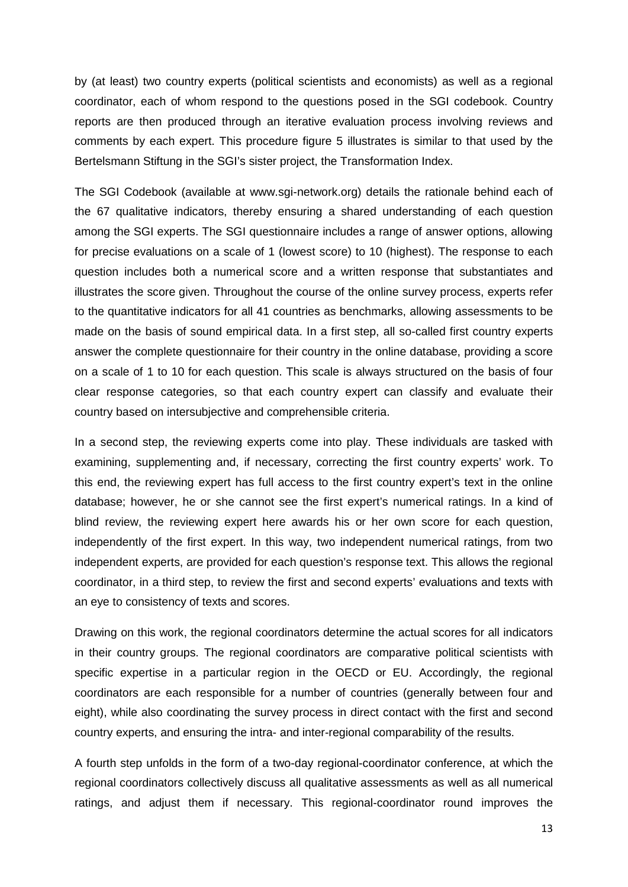by (at least) two country experts (political scientists and economists) as well as a regional coordinator, each of whom respond to the questions posed in the SGI codebook. Country reports are then produced through an iterative evaluation process involving reviews and comments by each expert. This procedure figure 5 illustrates is similar to that used by the Bertelsmann Stiftung in the SGI's sister project, the Transformation Index.

The SGI Codebook (available at www.sgi-network.org) details the rationale behind each of the 67 qualitative indicators, thereby ensuring a shared understanding of each question among the SGI experts. The SGI questionnaire includes a range of answer options, allowing for precise evaluations on a scale of 1 (lowest score) to 10 (highest). The response to each question includes both a numerical score and a written response that substantiates and illustrates the score given. Throughout the course of the online survey process, experts refer to the quantitative indicators for all 41 countries as benchmarks, allowing assessments to be made on the basis of sound empirical data. In a first step, all so-called first country experts answer the complete questionnaire for their country in the online database, providing a score on a scale of 1 to 10 for each question. This scale is always structured on the basis of four clear response categories, so that each country expert can classify and evaluate their country based on intersubjective and comprehensible criteria.

In a second step, the reviewing experts come into play. These individuals are tasked with examining, supplementing and, if necessary, correcting the first country experts' work. To this end, the reviewing expert has full access to the first country expert's text in the online database; however, he or she cannot see the first expert's numerical ratings. In a kind of blind review, the reviewing expert here awards his or her own score for each question, independently of the first expert. In this way, two independent numerical ratings, from two independent experts, are provided for each question's response text. This allows the regional coordinator, in a third step, to review the first and second experts' evaluations and texts with an eye to consistency of texts and scores.

Drawing on this work, the regional coordinators determine the actual scores for all indicators in their country groups. The regional coordinators are comparative political scientists with specific expertise in a particular region in the OECD or EU. Accordingly, the regional coordinators are each responsible for a number of countries (generally between four and eight), while also coordinating the survey process in direct contact with the first and second country experts, and ensuring the intra- and inter-regional comparability of the results.

A fourth step unfolds in the form of a two-day regional-coordinator conference, at which the regional coordinators collectively discuss all qualitative assessments as well as all numerical ratings, and adjust them if necessary. This regional-coordinator round improves the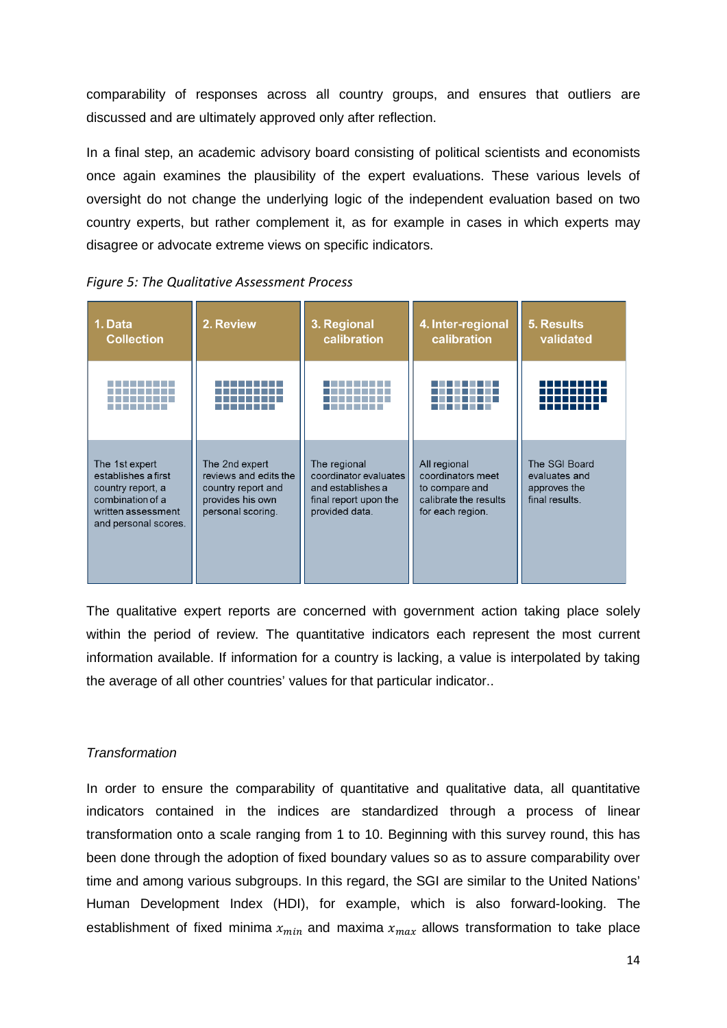comparability of responses across all country groups, and ensures that outliers are discussed and are ultimately approved only after reflection.

In a final step, an academic advisory board consisting of political scientists and economists once again examines the plausibility of the expert evaluations. These various levels of oversight do not change the underlying logic of the independent evaluation based on two country experts, but rather complement it, as for example in cases in which experts may disagree or advocate extreme views on specific indicators.

*Figure 5: The Qualitative Assessment Process*

| 1. Data Collection | 2. Review | 3. Regional calibration | 4. Inter-regional calibration | 5. Results validated |
|---|---|---|---|---|
| The 1st expert establishes a first country report, a combination of a written assessment and personal scores. | The 2nd expert reviews and edits the country report and provides his own personal scoring. | The regional coordinator evaluates and establishes a final report upon the provided data. | All regional coordinators meet to compare and calibrate the results for each region. | The SGI Board evaluates and approves the final results. |

The qualitative expert reports are concerned with government action taking place solely within the period of review. The quantitative indicators each represent the most current information available. If information for a country is lacking, a value is interpolated by taking the average of all other countries' values for that particular indicator..

*Transformation*

In order to ensure the comparability of quantitative and qualitative data, all quantitative indicators contained in the indices are standardized through a process of linear transformation onto a scale ranging from 1 to 10. Beginning with this survey round, this has been done through the adoption of fixed boundary values so as to assure comparability over time and among various subgroups. In this regard, the SGI are similar to the United Nations' Human Development Index (HDI), for example, which is also forward-looking. The establishment of fixed minima $x_{min}$ and maxima $x_{max}$ allows transformation to take place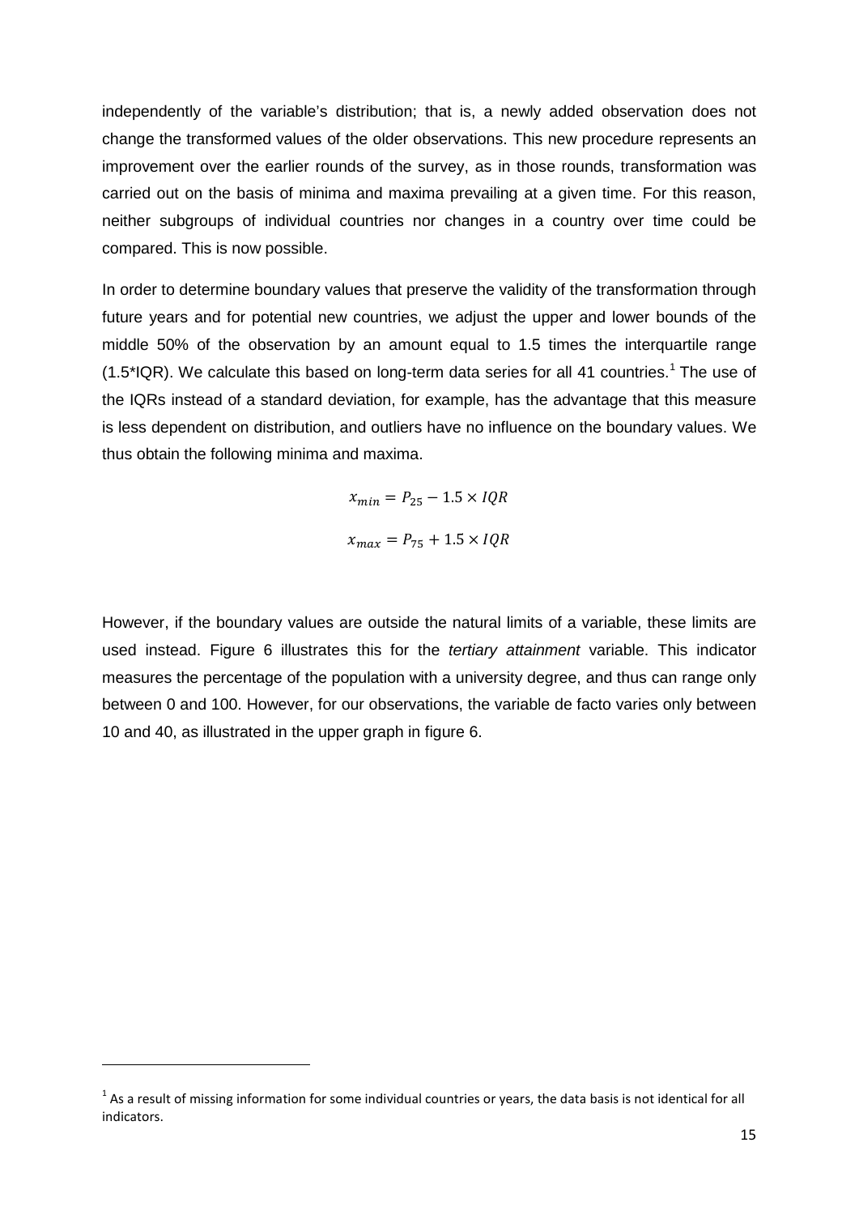independently of the variable's distribution; that is, a newly added observation does not change the transformed values of the older observations. This new procedure represents an improvement over the earlier rounds of the survey, as in those rounds, transformation was carried out on the basis of minima and maxima prevailing at a given time. For this reason, neither subgroups of individual countries nor changes in a country over time could be compared. This is now possible.

In order to determine boundary values that preserve the validity of the transformation through future years and for potential new countries, we adjust the upper and lower bounds of the middle 50% of the observation by an amount equal to 1.5 times the interquartile range (1.5*IQR). We calculate this based on long-term data series for all 41 countries.[1] The use of the IQRs instead of a standard deviation, for example, has the advantage that this measure is less dependent on distribution, and outliers have no influence on the boundary values. We thus obtain the following minima and maxima.

$$x_{min} = P_{25} - 1.5 \times IQR$$

$$x_{max} = P_{75} + 1.5 \times IQR$$

However, if the boundary values are outside the natural limits of a variable, these limits are used instead. Figure 6 illustrates this for the *tertiary attainment* variable. This indicator measures the percentage of the population with a university degree, and thus can range only between 0 and 100. However, for our observations, the variable de facto varies only between 10 and 40, as illustrated in the upper graph in figure 6.

---

[1] As a result of missing information for some individual countries or years, the data basis is not identical for all indicators.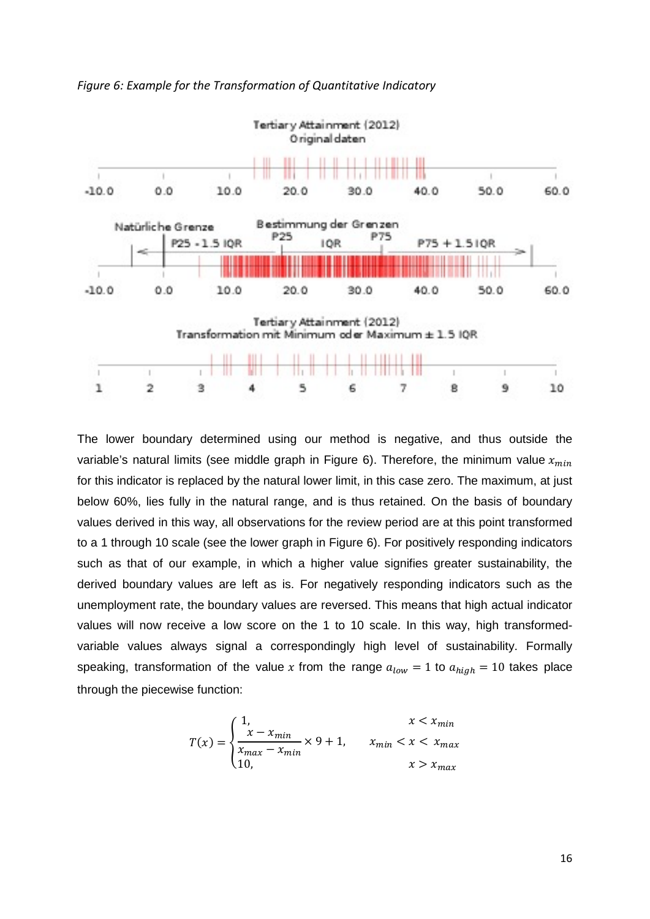*Figure 6: Example for the Transformation of Quantitative Indicatory*

The lower boundary determined using our method is negative, and thus outside the variable's natural limits (see middle graph in Figure 6). Therefore, the minimum value $x_{min}$ for this indicator is replaced by the natural lower limit, in this case zero. The maximum, at just below 60%, lies fully in the natural range, and is thus retained. On the basis of boundary values derived in this way, all observations for the review period are at this point transformed to a 1 through 10 scale (see the lower graph in Figure 6). For positively responding indicators such as that of our example, in which a higher value signifies greater sustainability, the derived boundary values are left as is. For negatively responding indicators such as the unemployment rate, the boundary values are reversed. This means that high actual indicator values will now receive a low score on the 1 to 10 scale. In this way, high transformed-variable values always signal a correspondingly high level of sustainability. Formally speaking, transformation of the value $x$ from the range $a_{low} = 1$ to $a_{high} = 10$ takes place through the piecewise function:

$$
T(x) = \begin{cases} 1, & x < x_{min} \\ \dfrac{x - x_{min}}{x_{max} - x_{min}} \times 9 + 1, & x_{min} < x < x_{max} \\ 10, & x > x_{max} \end{cases}
$$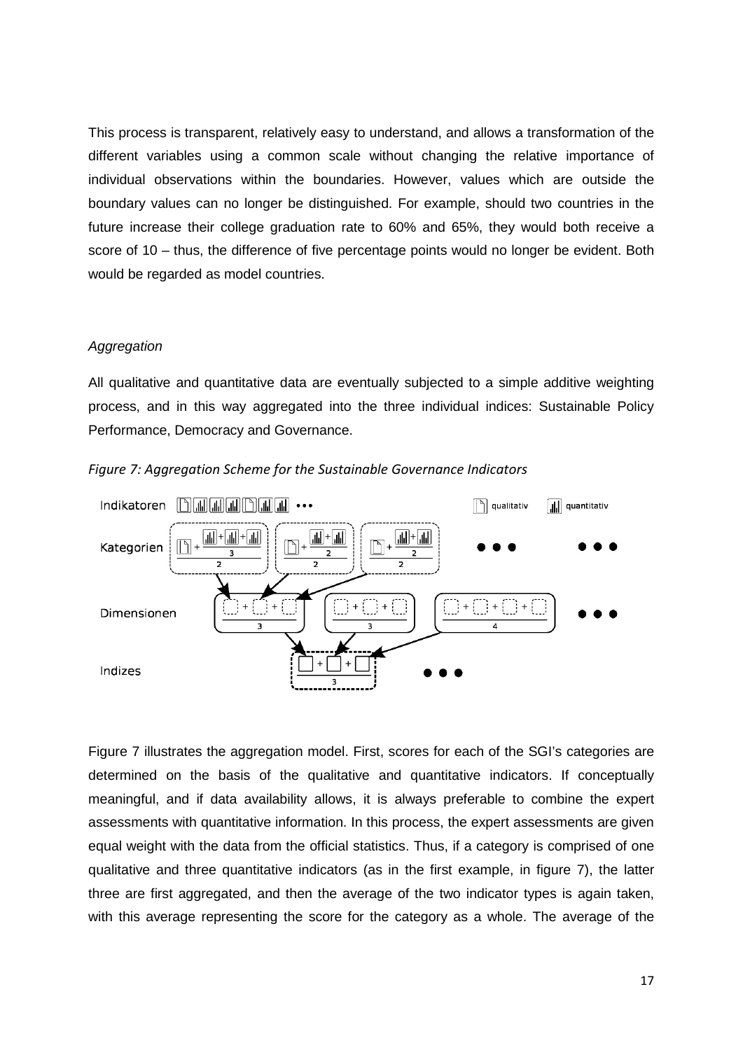This process is transparent, relatively easy to understand, and allows a transformation of the different variables using a common scale without changing the relative importance of individual observations within the boundaries. However, values which are outside the boundary values can no longer be distinguished. For example, should two countries in the future increase their college graduation rate to 60% and 65%, they would both receive a score of 10 – thus, the difference of five percentage points would no longer be evident. Both would be regarded as model countries.

*Aggregation*

All qualitative and quantitative data are eventually subjected to a simple additive weighting process, and in this way aggregated into the three individual indices: Sustainable Policy Performance, Democracy and Governance.

*Figure 7: Aggregation Scheme for the Sustainable Governance Indicators*

Figure 7 illustrates the aggregation model. First, scores for each of the SGI's categories are determined on the basis of the qualitative and quantitative indicators. If conceptually meaningful, and if data availability allows, it is always preferable to combine the expert assessments with quantitative information. In this process, the expert assessments are given equal weight with the data from the official statistics. Thus, if a category is comprised of one qualitative and three quantitative indicators (as in the first example, in figure 7), the latter three are first aggregated, and then the average of the two indicator types is again taken, with this average representing the score for the category as a whole. The average of the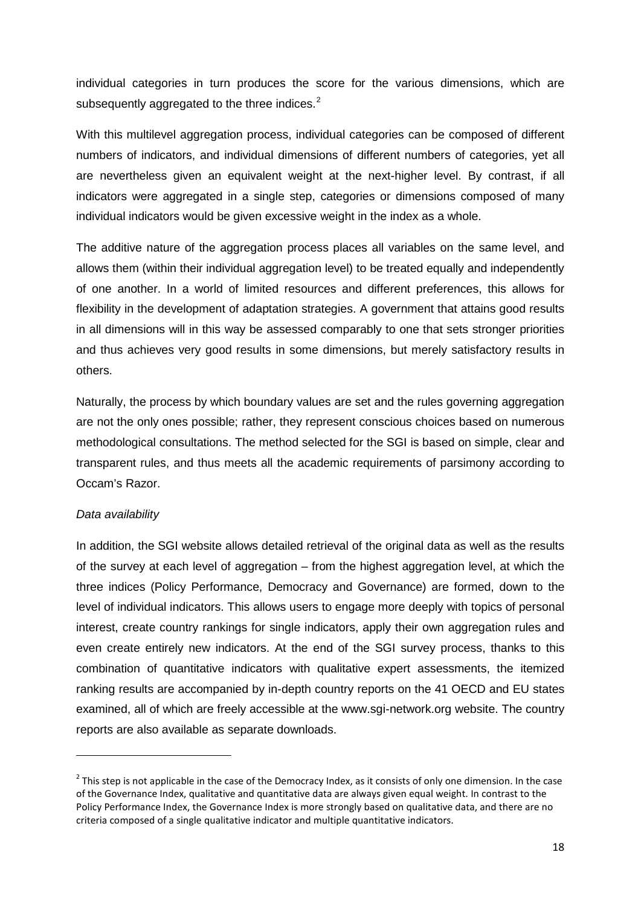individual categories in turn produces the score for the various dimensions, which are subsequently aggregated to the three indices.[2]

With this multilevel aggregation process, individual categories can be composed of different numbers of indicators, and individual dimensions of different numbers of categories, yet all are nevertheless given an equivalent weight at the next-higher level. By contrast, if all indicators were aggregated in a single step, categories or dimensions composed of many individual indicators would be given excessive weight in the index as a whole.

The additive nature of the aggregation process places all variables on the same level, and allows them (within their individual aggregation level) to be treated equally and independently of one another. In a world of limited resources and different preferences, this allows for flexibility in the development of adaptation strategies. A government that attains good results in all dimensions will in this way be assessed comparably to one that sets stronger priorities and thus achieves very good results in some dimensions, but merely satisfactory results in others.

Naturally, the process by which boundary values are set and the rules governing aggregation are not the only ones possible; rather, they represent conscious choices based on numerous methodological consultations. The method selected for the SGI is based on simple, clear and transparent rules, and thus meets all the academic requirements of parsimony according to Occam's Razor.

*Data availability*

In addition, the SGI website allows detailed retrieval of the original data as well as the results of the survey at each level of aggregation – from the highest aggregation level, at which the three indices (Policy Performance, Democracy and Governance) are formed, down to the level of individual indicators. This allows users to engage more deeply with topics of personal interest, create country rankings for single indicators, apply their own aggregation rules and even create entirely new indicators. At the end of the SGI survey process, thanks to this combination of quantitative indicators with qualitative expert assessments, the itemized ranking results are accompanied by in-depth country reports on the 41 OECD and EU states examined, all of which are freely accessible at the www.sgi-network.org website. The country reports are also available as separate downloads.

---

[2] This step is not applicable in the case of the Democracy Index, as it consists of only one dimension. In the case of the Governance Index, qualitative and quantitative data are always given equal weight. In contrast to the Policy Performance Index, the Governance Index is more strongly based on qualitative data, and there are no criteria composed of a single qualitative indicator and multiple quantitative indicators.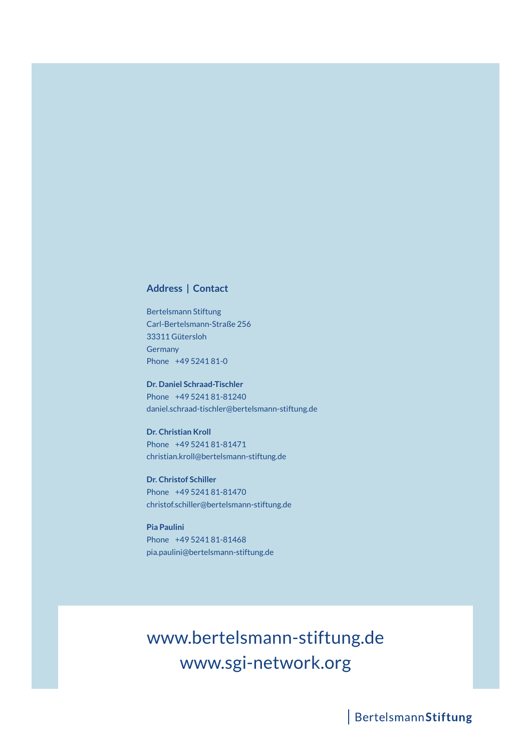## Address | Contact

Bertelsmann Stiftung
Carl-Bertelsmann-Straße 256
33311 Gütersloh
Germany
Phone +49 5241 81-0

**Dr. Daniel Schraad-Tischler**
Phone +49 5241 81-81240
daniel.schraad-tischler@bertelsmann-stiftung.de

**Dr. Christian Kroll**
Phone +49 5241 81-81471
christian.kroll@bertelsmann-stiftung.de

**Dr. Christof Schiller**
Phone +49 5241 81-81470
christof.schiller@bertelsmann-stiftung.de

**Pia Paulini**
Phone +49 5241 81-81468
pia.paulini@bertelsmann-stiftung.de

www.bertelsmann-stiftung.de
www.sgi-network.org

BertelsmannStiftung